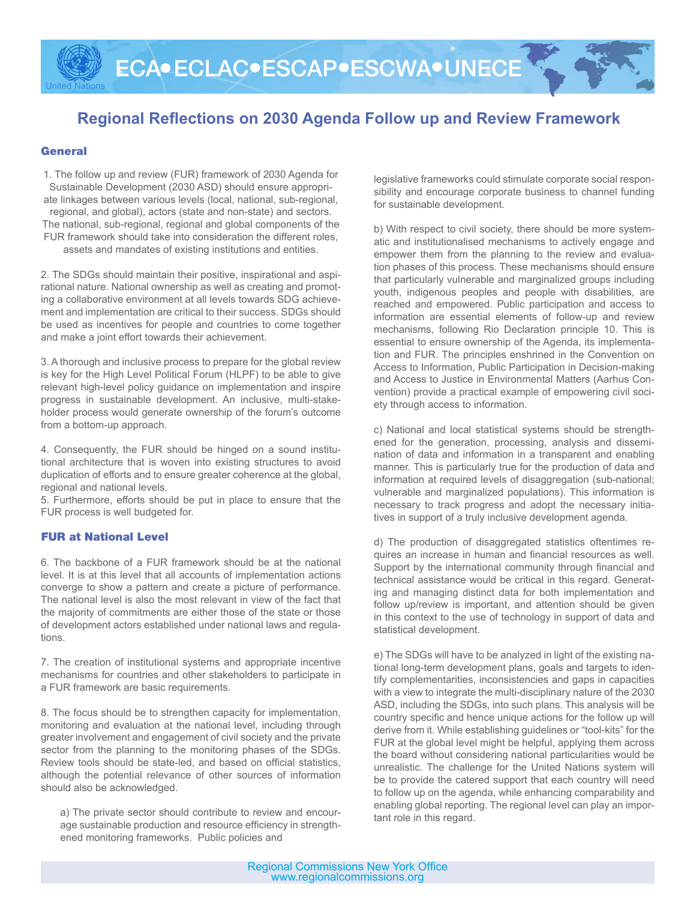ECA•ECLAC•ESCAP•ESCWA•UNECE

# Regional Reflections on 2030 Agenda Follow up and Review Framework

## General

1. The follow up and review (FUR) framework of 2030 Agenda for Sustainable Development (2030 ASD) should ensure appropriate linkages between various levels (local, national, sub-regional, regional, and global), actors (state and non-state) and sectors. The national, sub-regional, regional and global components of the FUR framework should take into consideration the different roles, assets and mandates of existing institutions and entities.

2. The SDGs should maintain their positive, inspirational and aspirational nature. National ownership as well as creating and promoting a collaborative environment at all levels towards SDG achievement and implementation are critical to their success. SDGs should be used as incentives for people and countries to come together and make a joint effort towards their achievement.

3. A thorough and inclusive process to prepare for the global review is key for the High Level Political Forum (HLPF) to be able to give relevant high-level policy guidance on implementation and inspire progress in sustainable development. An inclusive, multi-stakeholder process would generate ownership of the forum's outcome from a bottom-up approach.

4. Consequently, the FUR should be hinged on a sound institutional architecture that is woven into existing structures to avoid duplication of efforts and to ensure greater coherence at the global, regional and national levels.

5. Furthermore, efforts should be put in place to ensure that the FUR process is well budgeted for.

## FUR at National Level

6. The backbone of a FUR framework should be at the national level. It is at this level that all accounts of implementation actions converge to show a pattern and create a picture of performance. The national level is also the most relevant in view of the fact that the majority of commitments are either those of the state or those of development actors established under national laws and regulations.

7. The creation of institutional systems and appropriate incentive mechanisms for countries and other stakeholders to participate in a FUR framework are basic requirements.

8. The focus should be to strengthen capacity for implementation, monitoring and evaluation at the national level, including through greater involvement and engagement of civil society and the private sector from the planning to the monitoring phases of the SDGs. Review tools should be state-led, and based on official statistics, although the potential relevance of other sources of information should also be acknowledged.

a) The private sector should contribute to review and encourage sustainable production and resource efficiency in strengthened monitoring frameworks. Public policies and legislative frameworks could stimulate corporate social responsibility and encourage corporate business to channel funding for sustainable development.

b) With respect to civil society, there should be more systematic and institutionalised mechanisms to actively engage and empower them from the planning to the review and evaluation phases of this process. These mechanisms should ensure that particularly vulnerable and marginalized groups including youth, indigenous peoples and people with disabilities, are reached and empowered. Public participation and access to information are essential elements of follow-up and review mechanisms, following Rio Declaration principle 10. This is essential to ensure ownership of the Agenda, its implementation and FUR. The principles enshrined in the Convention on Access to Information, Public Participation in Decision-making and Access to Justice in Environmental Matters (Aarhus Convention) provide a practical example of empowering civil society through access to information.

c) National and local statistical systems should be strengthened for the generation, processing, analysis and dissemination of data and information in a transparent and enabling manner. This is particularly true for the production of data and information at required levels of disaggregation (sub-national; vulnerable and marginalized populations). This information is necessary to track progress and adopt the necessary initiatives in support of a truly inclusive development agenda.

d) The production of disaggregated statistics oftentimes requires an increase in human and financial resources as well. Support by the international community through financial and technical assistance would be critical in this regard. Generating and managing distinct data for both implementation and follow up/review is important, and attention should be given in this context to the use of technology in support of data and statistical development.

e) The SDGs will have to be analyzed in light of the existing national long-term development plans, goals and targets to identify complementarities, inconsistencies and gaps in capacities with a view to integrate the multi-disciplinary nature of the 2030 ASD, including the SDGs, into such plans. This analysis will be country specific and hence unique actions for the follow up will derive from it. While establishing guidelines or "tool-kits" for the FUR at the global level might be helpful, applying them across the board without considering national particularities would be unrealistic. The challenge for the United Nations system will be to provide the catered support that each country will need to follow up on the agenda, while enhancing comparability and enabling global reporting. The regional level can play an important role in this regard.

Regional Commissions New York Office
www.regionalcommissions.org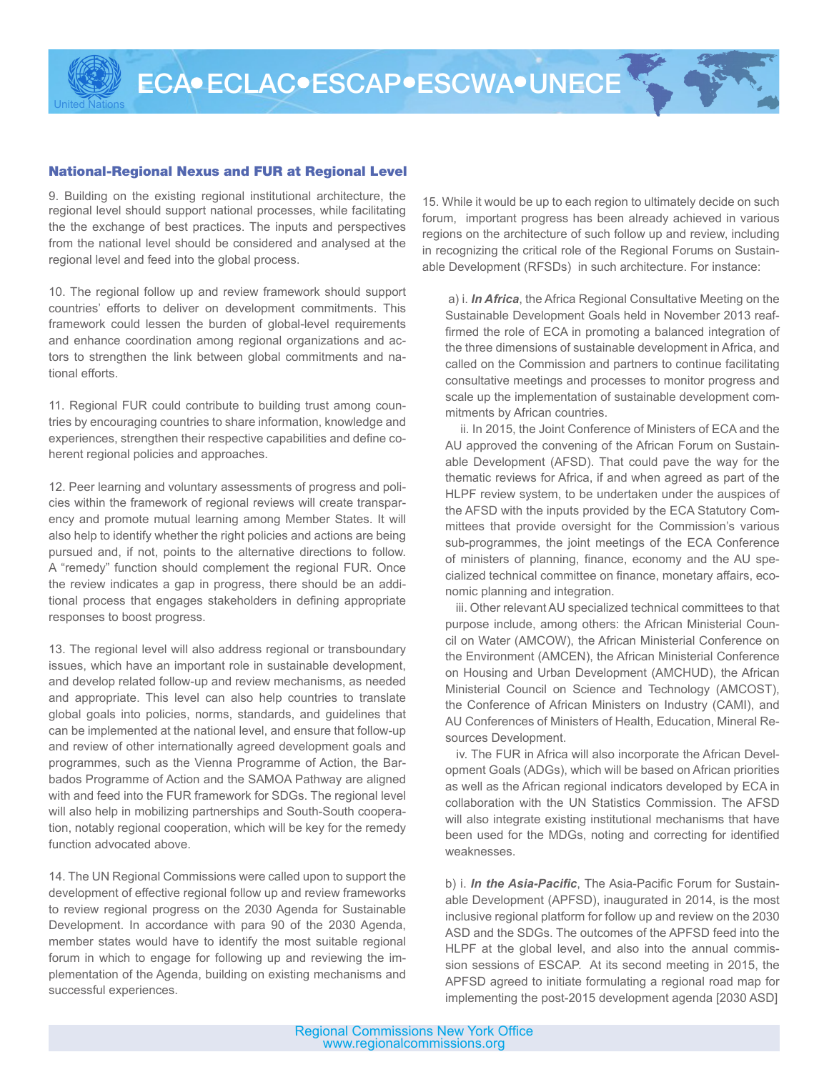## National-Regional Nexus and FUR at Regional Level

9. Building on the existing regional institutional architecture, the regional level should support national processes, while facilitating the the exchange of best practices. The inputs and perspectives from the national level should be considered and analysed at the regional level and feed into the global process.

10. The regional follow up and review framework should support countries' efforts to deliver on development commitments. This framework could lessen the burden of global-level requirements and enhance coordination among regional organizations and actors to strengthen the link between global commitments and national efforts.

11. Regional FUR could contribute to building trust among countries by encouraging countries to share information, knowledge and experiences, strengthen their respective capabilities and define coherent regional policies and approaches.

12. Peer learning and voluntary assessments of progress and policies within the framework of regional reviews will create transparency and promote mutual learning among Member States. It will also help to identify whether the right policies and actions are being pursued and, if not, points to the alternative directions to follow. A "remedy" function should complement the regional FUR. Once the review indicates a gap in progress, there should be an additional process that engages stakeholders in defining appropriate responses to boost progress.

13. The regional level will also address regional or transboundary issues, which have an important role in sustainable development, and develop related follow-up and review mechanisms, as needed and appropriate. This level can also help countries to translate global goals into policies, norms, standards, and guidelines that can be implemented at the national level, and ensure that follow-up and review of other internationally agreed development goals and programmes, such as the Vienna Programme of Action, the Barbados Programme of Action and the SAMOA Pathway are aligned with and feed into the FUR framework for SDGs. The regional level will also help in mobilizing partnerships and South-South cooperation, notably regional cooperation, which will be key for the remedy function advocated above.

14. The UN Regional Commissions were called upon to support the development of effective regional follow up and review frameworks to review regional progress on the 2030 Agenda for Sustainable Development. In accordance with para 90 of the 2030 Agenda, member states would have to identify the most suitable regional forum in which to engage for following up and reviewing the implementation of the Agenda, building on existing mechanisms and successful experiences.

15. While it would be up to each region to ultimately decide on such forum, important progress has been already achieved in various regions on the architecture of such follow up and review, including in recognizing the critical role of the Regional Forums on Sustainable Development (RFSDs) in such architecture. For instance:

a) i. ***In Africa***, the Africa Regional Consultative Meeting on the Sustainable Development Goals held in November 2013 reaffirmed the role of ECA in promoting a balanced integration of the three dimensions of sustainable development in Africa, and called on the Commission and partners to continue facilitating consultative meetings and processes to monitor progress and scale up the implementation of sustainable development commitments by African countries.

ii. In 2015, the Joint Conference of Ministers of ECA and the AU approved the convening of the African Forum on Sustainable Development (AFSD). That could pave the way for the thematic reviews for Africa, if and when agreed as part of the HLPF review system, to be undertaken under the auspices of the AFSD with the inputs provided by the ECA Statutory Committees that provide oversight for the Commission's various sub-programmes, the joint meetings of the ECA Conference of ministers of planning, finance, economy and the AU specialized technical committee on finance, monetary affairs, economic planning and integration.

iii. Other relevant AU specialized technical committees to that purpose include, among others: the African Ministerial Council on Water (AMCOW), the African Ministerial Conference on the Environment (AMCEN), the African Ministerial Conference on Housing and Urban Development (AMCHUD), the African Ministerial Council on Science and Technology (AMCOST), the Conference of African Ministers on Industry (CAMI), and AU Conferences of Ministers of Health, Education, Mineral Resources Development.

iv. The FUR in Africa will also incorporate the African Development Goals (ADGs), which will be based on African priorities as well as the African regional indicators developed by ECA in collaboration with the UN Statistics Commission. The AFSD will also integrate existing institutional mechanisms that have been used for the MDGs, noting and correcting for identified weaknesses.

b) i. ***In the Asia-Pacific***, The Asia-Pacific Forum for Sustainable Development (APFSD), inaugurated in 2014, is the most inclusive regional platform for follow up and review on the 2030 ASD and the SDGs. The outcomes of the APFSD feed into the HLPF at the global level, and also into the annual commission sessions of ESCAP. At its second meeting in 2015, the APFSD agreed to initiate formulating a regional road map for implementing the post-2015 development agenda [2030 ASD]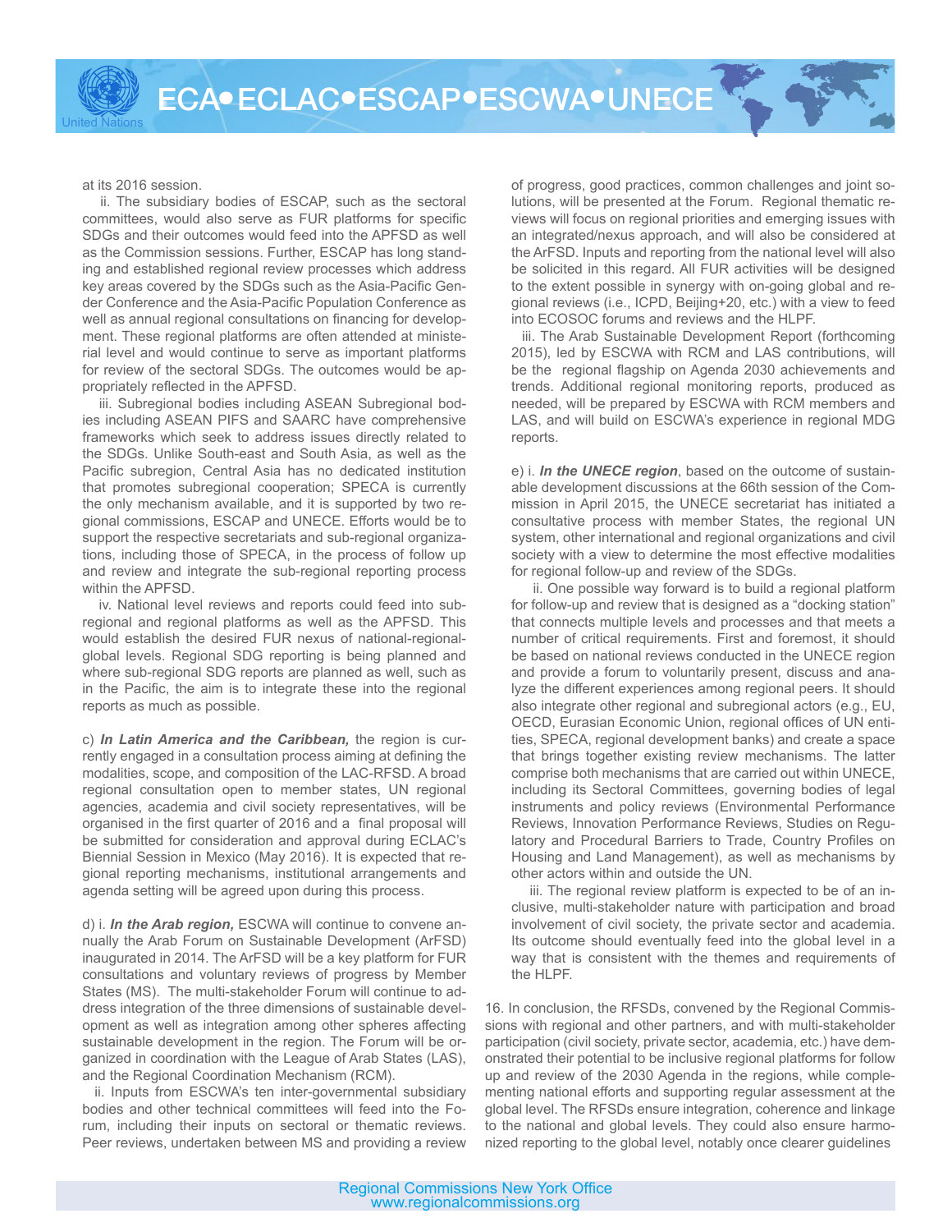at its 2016 session.

ii. The subsidiary bodies of ESCAP, such as the sectoral committees, would also serve as FUR platforms for specific SDGs and their outcomes would feed into the APFSD as well as the Commission sessions. Further, ESCAP has long standing and established regional review processes which address key areas covered by the SDGs such as the Asia-Pacific Gender Conference and the Asia-Pacific Population Conference as well as annual regional consultations on financing for development. These regional platforms are often attended at ministerial level and would continue to serve as important platforms for review of the sectoral SDGs. The outcomes would be appropriately reflected in the APFSD.

iii. Subregional bodies including ASEAN Subregional bodies including ASEAN PIFS and SAARC have comprehensive frameworks which seek to address issues directly related to the SDGs. Unlike South-east and South Asia, as well as the Pacific subregion, Central Asia has no dedicated institution that promotes subregional cooperation; SPECA is currently the only mechanism available, and it is supported by two regional commissions, ESCAP and UNECE. Efforts would be to support the respective secretariats and sub-regional organizations, including those of SPECA, in the process of follow up and review and integrate the sub-regional reporting process within the APFSD.

iv. National level reviews and reports could feed into subregional and regional platforms as well as the APFSD. This would establish the desired FUR nexus of national-regional-global levels. Regional SDG reporting is being planned and where sub-regional SDG reports are planned as well, such as in the Pacific, the aim is to integrate these into the regional reports as much as possible.

c) ***In Latin America and the Caribbean,*** the region is currently engaged in a consultation process aiming at defining the modalities, scope, and composition of the LAC-RFSD. A broad regional consultation open to member states, UN regional agencies, academia and civil society representatives, will be organised in the first quarter of 2016 and a final proposal will be submitted for consideration and approval during ECLAC's Biennial Session in Mexico (May 2016). It is expected that regional reporting mechanisms, institutional arrangements and agenda setting will be agreed upon during this process.

d) i. ***In the Arab region,*** ESCWA will continue to convene annually the Arab Forum on Sustainable Development (ArFSD) inaugurated in 2014. The ArFSD will be a key platform for FUR consultations and voluntary reviews of progress by Member States (MS). The multi-stakeholder Forum will continue to address integration of the three dimensions of sustainable development as well as integration among other spheres affecting sustainable development in the region. The Forum will be organized in coordination with the League of Arab States (LAS), and the Regional Coordination Mechanism (RCM).

ii. Inputs from ESCWA's ten inter-governmental subsidiary bodies and other technical committees will feed into the Forum, including their inputs on sectoral or thematic reviews. Peer reviews, undertaken between MS and providing a review of progress, good practices, common challenges and joint solutions, will be presented at the Forum. Regional thematic reviews will focus on regional priorities and emerging issues with an integrated/nexus approach, and will also be considered at the ArFSD. Inputs and reporting from the national level will also be solicited in this regard. All FUR activities will be designed to the extent possible in synergy with on-going global and regional reviews (i.e., ICPD, Beijing+20, etc.) with a view to feed into ECOSOC forums and reviews and the HLPF.

iii. The Arab Sustainable Development Report (forthcoming 2015), led by ESCWA with RCM and LAS contributions, will be the regional flagship on Agenda 2030 achievements and trends. Additional regional monitoring reports, produced as needed, will be prepared by ESCWA with RCM members and LAS, and will build on ESCWA's experience in regional MDG reports.

e) i. ***In the UNECE region***, based on the outcome of sustainable development discussions at the 66th session of the Commission in April 2015, the UNECE secretariat has initiated a consultative process with member States, the regional UN system, other international and regional organizations and civil society with a view to determine the most effective modalities for regional follow-up and review of the SDGs.

ii. One possible way forward is to build a regional platform for follow-up and review that is designed as a "docking station" that connects multiple levels and processes and that meets a number of critical requirements. First and foremost, it should be based on national reviews conducted in the UNECE region and provide a forum to voluntarily present, discuss and analyze the different experiences among regional peers. It should also integrate other regional and subregional actors (e.g., EU, OECD, Eurasian Economic Union, regional offices of UN entities, SPECA, regional development banks) and create a space that brings together existing review mechanisms. The latter comprise both mechanisms that are carried out within UNECE, including its Sectoral Committees, governing bodies of legal instruments and policy reviews (Environmental Performance Reviews, Innovation Performance Reviews, Studies on Regulatory and Procedural Barriers to Trade, Country Profiles on Housing and Land Management), as well as mechanisms by other actors within and outside the UN.

iii. The regional review platform is expected to be of an inclusive, multi-stakeholder nature with participation and broad involvement of civil society, the private sector and academia. Its outcome should eventually feed into the global level in a way that is consistent with the themes and requirements of the HLPF.

16. In conclusion, the RFSDs, convened by the Regional Commissions with regional and other partners, and with multi-stakeholder participation (civil society, private sector, academia, etc.) have demonstrated their potential to be inclusive regional platforms for follow up and review of the 2030 Agenda in the regions, while complementing national efforts and supporting regular assessment at the global level. The RFSDs ensure integration, coherence and linkage to the national and global levels. They could also ensure harmonized reporting to the global level, notably once clearer guidelines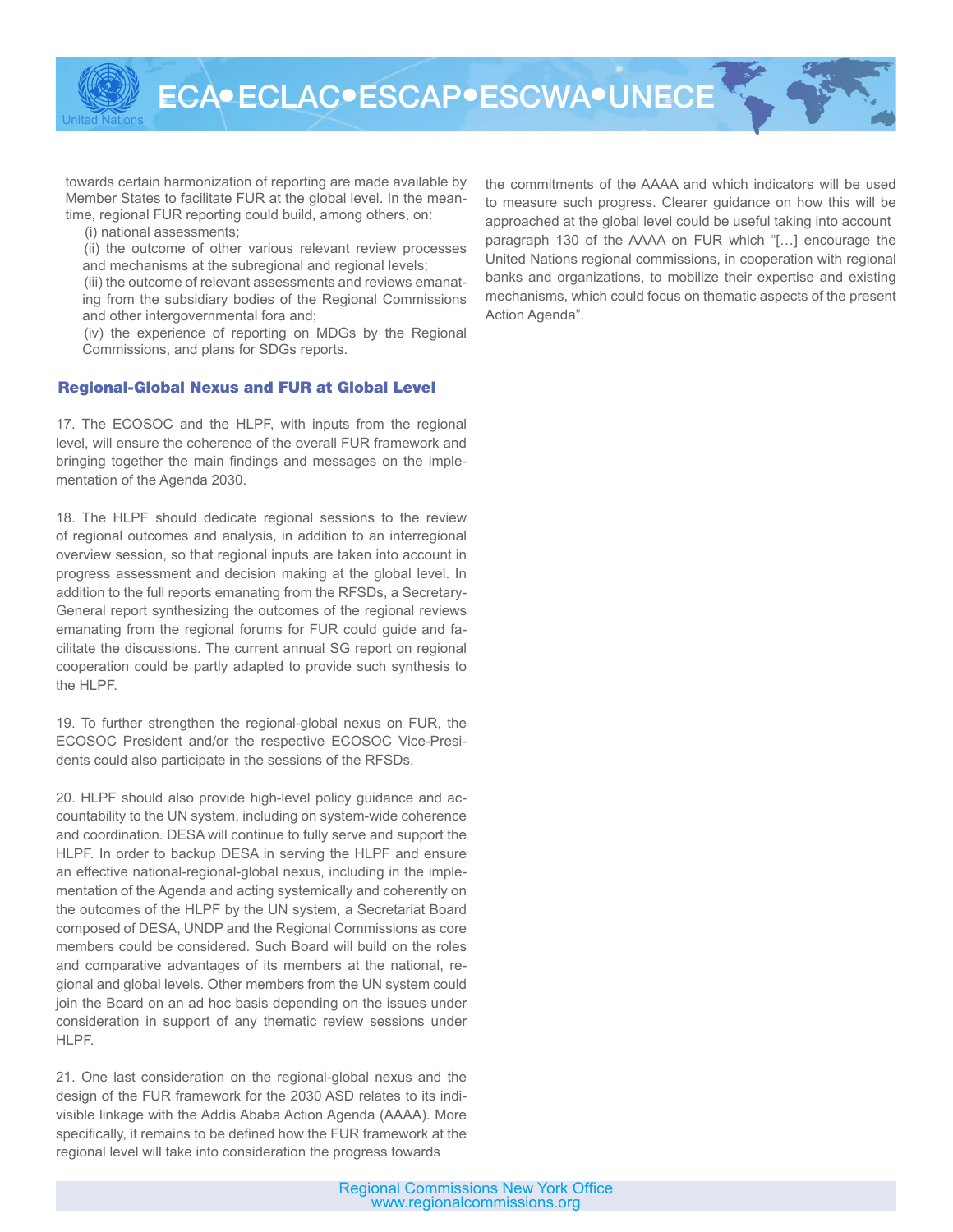towards certain harmonization of reporting are made available by Member States to facilitate FUR at the global level. In the meantime, regional FUR reporting could build, among others, on:

(i) national assessments;
(ii) the outcome of other various relevant review processes and mechanisms at the subregional and regional levels;
(iii) the outcome of relevant assessments and reviews emanating from the subsidiary bodies of the Regional Commissions and other intergovernmental fora and;
(iv) the experience of reporting on MDGs by the Regional Commissions, and plans for SDGs reports.

## Regional-Global Nexus and FUR at Global Level

17. The ECOSOC and the HLPF, with inputs from the regional level, will ensure the coherence of the overall FUR framework and bringing together the main findings and messages on the implementation of the Agenda 2030.

18. The HLPF should dedicate regional sessions to the review of regional outcomes and analysis, in addition to an interregional overview session, so that regional inputs are taken into account in progress assessment and decision making at the global level. In addition to the full reports emanating from the RFSDs, a Secretary-General report synthesizing the outcomes of the regional reviews emanating from the regional forums for FUR could guide and facilitate the discussions. The current annual SG report on regional cooperation could be partly adapted to provide such synthesis to the HLPF.

19. To further strengthen the regional-global nexus on FUR, the ECOSOC President and/or the respective ECOSOC Vice-Presidents could also participate in the sessions of the RFSDs.

20. HLPF should also provide high-level policy guidance and accountability to the UN system, including on system-wide coherence and coordination. DESA will continue to fully serve and support the HLPF. In order to backup DESA in serving the HLPF and ensure an effective national-regional-global nexus, including in the implementation of the Agenda and acting systemically and coherently on the outcomes of the HLPF by the UN system, a Secretariat Board composed of DESA, UNDP and the Regional Commissions as core members could be considered. Such Board will build on the roles and comparative advantages of its members at the national, regional and global levels. Other members from the UN system could join the Board on an ad hoc basis depending on the issues under consideration in support of any thematic review sessions under HLPF.

21. One last consideration on the regional-global nexus and the design of the FUR framework for the 2030 ASD relates to its indivisible linkage with the Addis Ababa Action Agenda (AAAA). More specifically, it remains to be defined how the FUR framework at the regional level will take into consideration the progress towards the commitments of the AAAA and which indicators will be used to measure such progress. Clearer guidance on how this will be approached at the global level could be useful taking into account paragraph 130 of the AAAA on FUR which "[…] encourage the United Nations regional commissions, in cooperation with regional banks and organizations, to mobilize their expertise and existing mechanisms, which could focus on thematic aspects of the present Action Agenda".